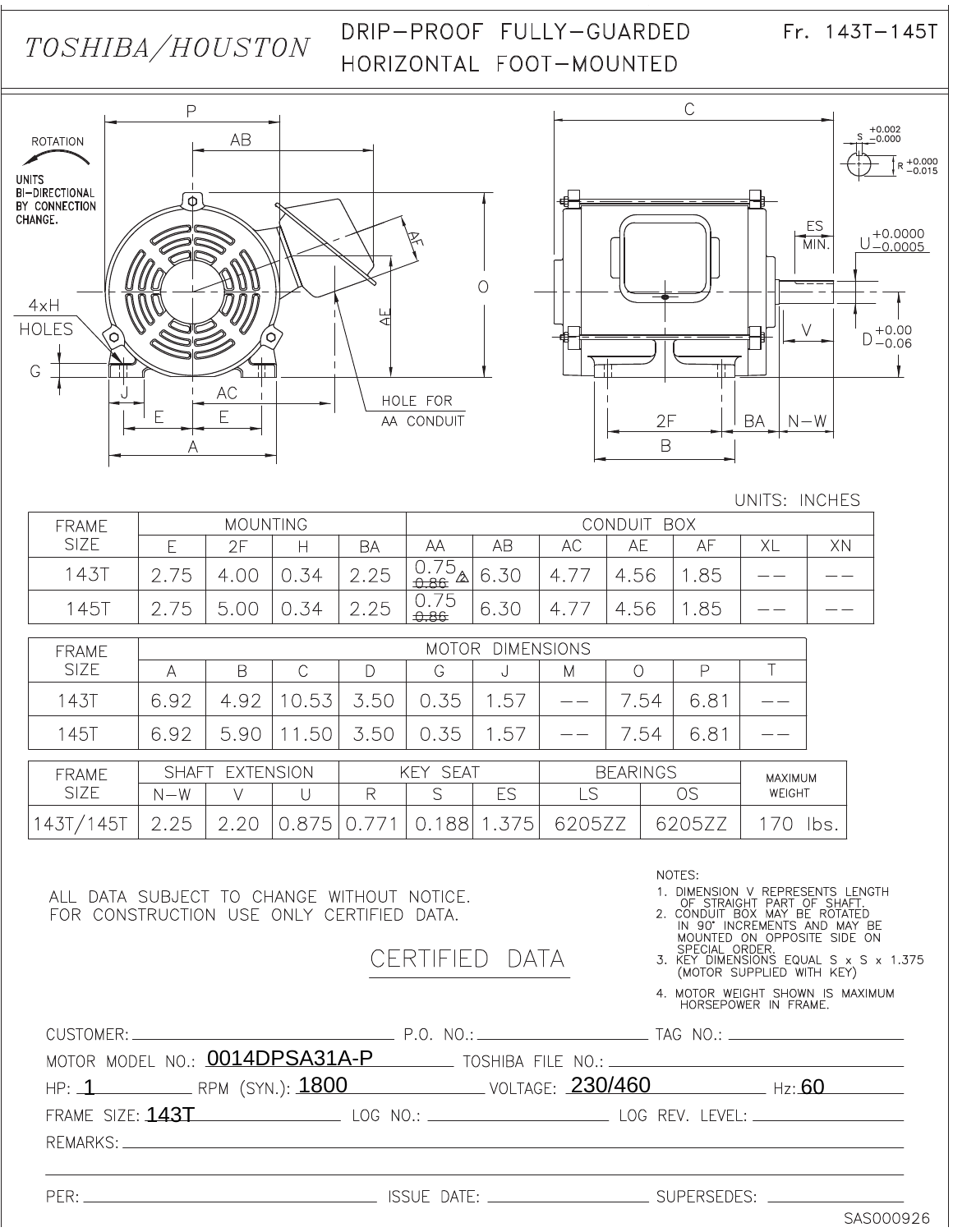# TOSHIBA/HOUSTON

## DRIP-PROOF FULLY-GUARDED HORIZONTAL FOOT-MOUNTED

Fr. 143T-145T

ROTATION

UNITS BI-DIRECTIONAL BY CONNECTION CHANGE.

UNITS: INCHES

| FRAME SIZE | MOUNTING | | | | CONDUIT BOX | | | | | | |
|---|---|---|---|---|---|---|---|---|---|---|---|
| | E | 2F | H | BA | AA | AB | AC | AE | AF | XL | XN |
| 143T | 2.75 | 4.00 | 0.34 | 2.25 | 0.75 ~~0.86~~ | 6.30 | 4.77 | 4.56 | 1.85 | -- | -- |
| 145T | 2.75 | 5.00 | 0.34 | 2.25 | 0.75 ~~0.86~~ | 6.30 | 4.77 | 4.56 | 1.85 | -- | -- |

| FRAME SIZE | MOTOR DIMENSIONS | | | | | | | | | |
|---|---|---|---|---|---|---|---|---|---|---|
| | A | B | C | D | G | J | M | O | P | T |
| 143T | 6.92 | 4.92 | 10.53 | 3.50 | 0.35 | 1.57 | -- | 7.54 | 6.81 | -- |
| 145T | 6.92 | 5.90 | 11.50 | 3.50 | 0.35 | 1.57 | -- | 7.54 | 6.81 | -- |

| FRAME SIZE | SHAFT EXTENSION | | | KEY SEAT | | | BEARINGS | | MAXIMUM WEIGHT |
|---|---|---|---|---|---|---|---|---|---|
| | N-W | V | U | R | S | ES | LS | OS | |
| 143T/145T | 2.25 | 2.20 | 0.875 | 0.771 | 0.188 | 1.375 | 6205ZZ | 6205ZZ | 170 lbs. |

ALL DATA SUBJECT TO CHANGE WITHOUT NOTICE.
FOR CONSTRUCTION USE ONLY CERTIFIED DATA.

NOTES:

1. DIMENSION V REPRESENTS LENGTH OF STRAIGHT PART OF SHAFT.
2. CONDUIT BOX MAY BE ROTATED IN 90° INCREMENTS AND MAY BE MOUNTED ON OPPOSITE SIDE ON SPECIAL ORDER.
3. KEY DIMENSIONS EQUAL S x S x 1.375 (MOTOR SUPPLIED WITH KEY)
4. MOTOR WEIGHT SHOWN IS MAXIMUM HORSEPOWER IN FRAME.

CERTIFIED DATA

CUSTOMER: ______ P.O. NO.: ______ TAG NO.: ______

MOTOR MODEL NO.: 0014DPSA31A-P TOSHIBA FILE NO.: ______

HP: 1 RPM (SYN.): 1800 VOLTAGE: 230/460 Hz: 60

FRAME SIZE: 143T LOG NO.: ______ LOG REV. LEVEL: ______

REMARKS: ______

PER: ______ ISSUE DATE: ______ SUPERSEDES: ______

SAS000926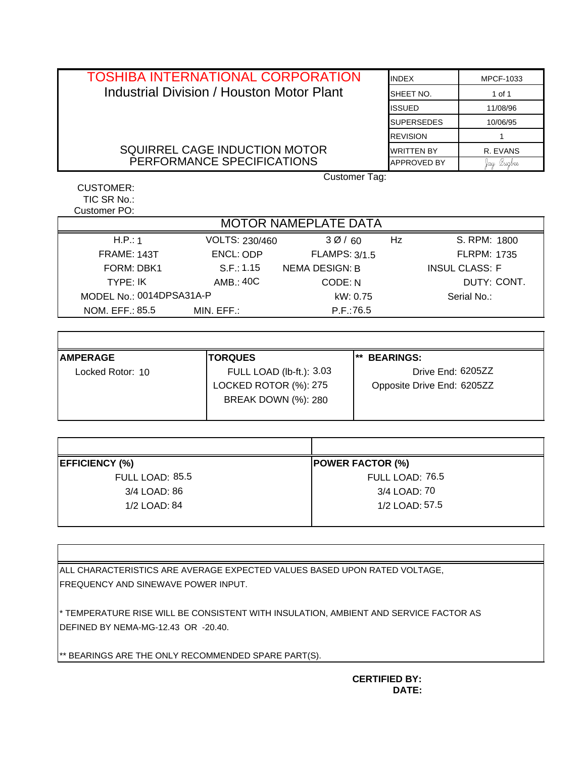# TOSHIBA INTERNATIONAL CORPORATION

Industrial Division / Houston Motor Plant

SQUIRREL CAGE INDUCTION MOTOR
PERFORMANCE SPECIFICATIONS

| | |
|---|---|
| INDEX | MPCF-1033 |
| SHEET NO. | 1 of 1 |
| ISSUED | 11/08/96 |
| SUPERSEDES | 10/06/95 |
| REVISION | 1 |
| WRITTEN BY | R. EVANS |
| APPROVED BY | Jay Bugbee |

Customer Tag:

CUSTOMER:
TIC SR No.:
Customer PO:

## MOTOR NAMEPLATE DATA

| | | | |
|---|---|---|---|
| H.P.: 1 | VOLTS: 230/460 | 3 Ø / 60 Hz | S. RPM: 1800 |
| FRAME: 143T | ENCL: ODP | FLAMPS: 3/1.5 | FLRPM: 1735 |
| FORM: DBK1 | S.F.: 1.15 | NEMA DESIGN: B | INSUL CLASS: F |
| TYPE: IK | AMB.: 40C | CODE: N | DUTY: CONT. |
| MODEL No.: 0014DPSA31A-P | | kW: 0.75 | Serial No.: |
| NOM. EFF.: 85.5 | MIN. EFF.: | P.F.:76.5 | |

| AMPERAGE | TORQUES | ** BEARINGS: |
|---|---|---|
| Locked Rotor: 10 | FULL LOAD (lb-ft.): 3.03 | Drive End: 6205ZZ |
| | LOCKED ROTOR (%): 275 | Opposite Drive End: 6205ZZ |
| | BREAK DOWN (%): 280 | |

| EFFICIENCY (%) | POWER FACTOR (%) |
|---|---|
| FULL LOAD: 85.5 | FULL LOAD: 76.5 |
| 3/4 LOAD: 86 | 3/4 LOAD: 70 |
| 1/2 LOAD: 84 | 1/2 LOAD: 57.5 |

ALL CHARACTERISTICS ARE AVERAGE EXPECTED VALUES BASED UPON RATED VOLTAGE, FREQUENCY AND SINEWAVE POWER INPUT.

* TEMPERATURE RISE WILL BE CONSISTENT WITH INSULATION, AMBIENT AND SERVICE FACTOR AS DEFINED BY NEMA-MG-12.43 OR -20.40.

** BEARINGS ARE THE ONLY RECOMMENDED SPARE PART(S).

**CERTIFIED BY:**
**DATE:**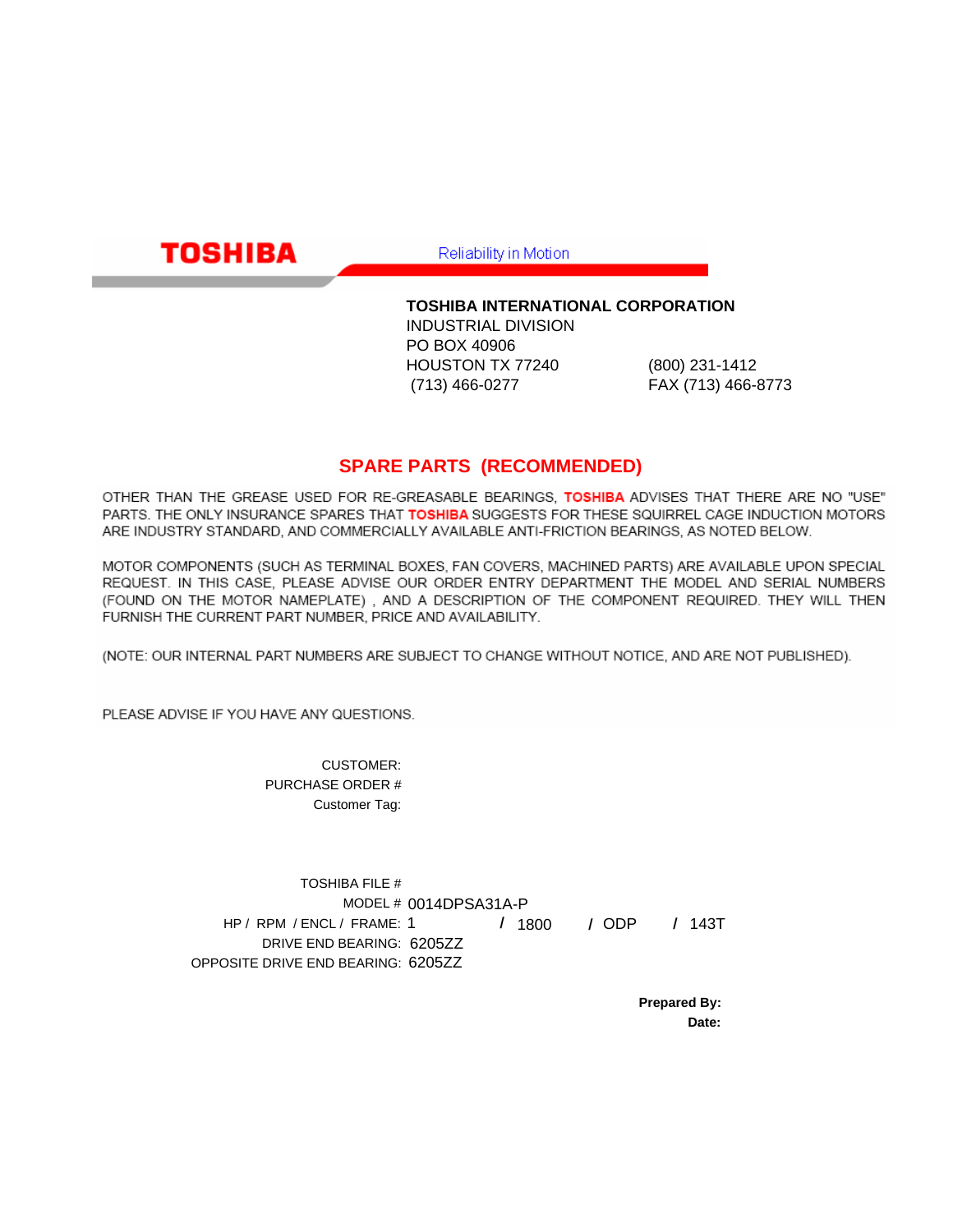**TOSHIBA** Reliability in Motion

**TOSHIBA INTERNATIONAL CORPORATION**
INDUSTRIAL DIVISION
PO BOX 40906
HOUSTON TX 77240 (800) 231-1412
(713) 466-0277 FAX (713) 466-8773

## SPARE PARTS (RECOMMENDED)

OTHER THAN THE GREASE USED FOR RE-GREASABLE BEARINGS, **TOSHIBA** ADVISES THAT THERE ARE NO "USE" PARTS. THE ONLY INSURANCE SPARES THAT **TOSHIBA** SUGGESTS FOR THESE SQUIRREL CAGE INDUCTION MOTORS ARE INDUSTRY STANDARD, AND COMMERCIALLY AVAILABLE ANTI-FRICTION BEARINGS, AS NOTED BELOW.

MOTOR COMPONENTS (SUCH AS TERMINAL BOXES, FAN COVERS, MACHINED PARTS) ARE AVAILABLE UPON SPECIAL REQUEST. IN THIS CASE, PLEASE ADVISE OUR ORDER ENTRY DEPARTMENT THE MODEL AND SERIAL NUMBERS (FOUND ON THE MOTOR NAMEPLATE) , AND A DESCRIPTION OF THE COMPONENT REQUIRED. THEY WILL THEN FURNISH THE CURRENT PART NUMBER, PRICE AND AVAILABILITY.

(NOTE: OUR INTERNAL PART NUMBERS ARE SUBJECT TO CHANGE WITHOUT NOTICE, AND ARE NOT PUBLISHED).

PLEASE ADVISE IF YOU HAVE ANY QUESTIONS.

CUSTOMER:
PURCHASE ORDER #
Customer Tag:

TOSHIBA FILE #
MODEL # 0014DPSA31A-P
HP / RPM / ENCL / FRAME: 1 / 1800 / ODP / 143T
DRIVE END BEARING: 6205ZZ
OPPOSITE DRIVE END BEARING: 6205ZZ

**Prepared By:**
**Date:**